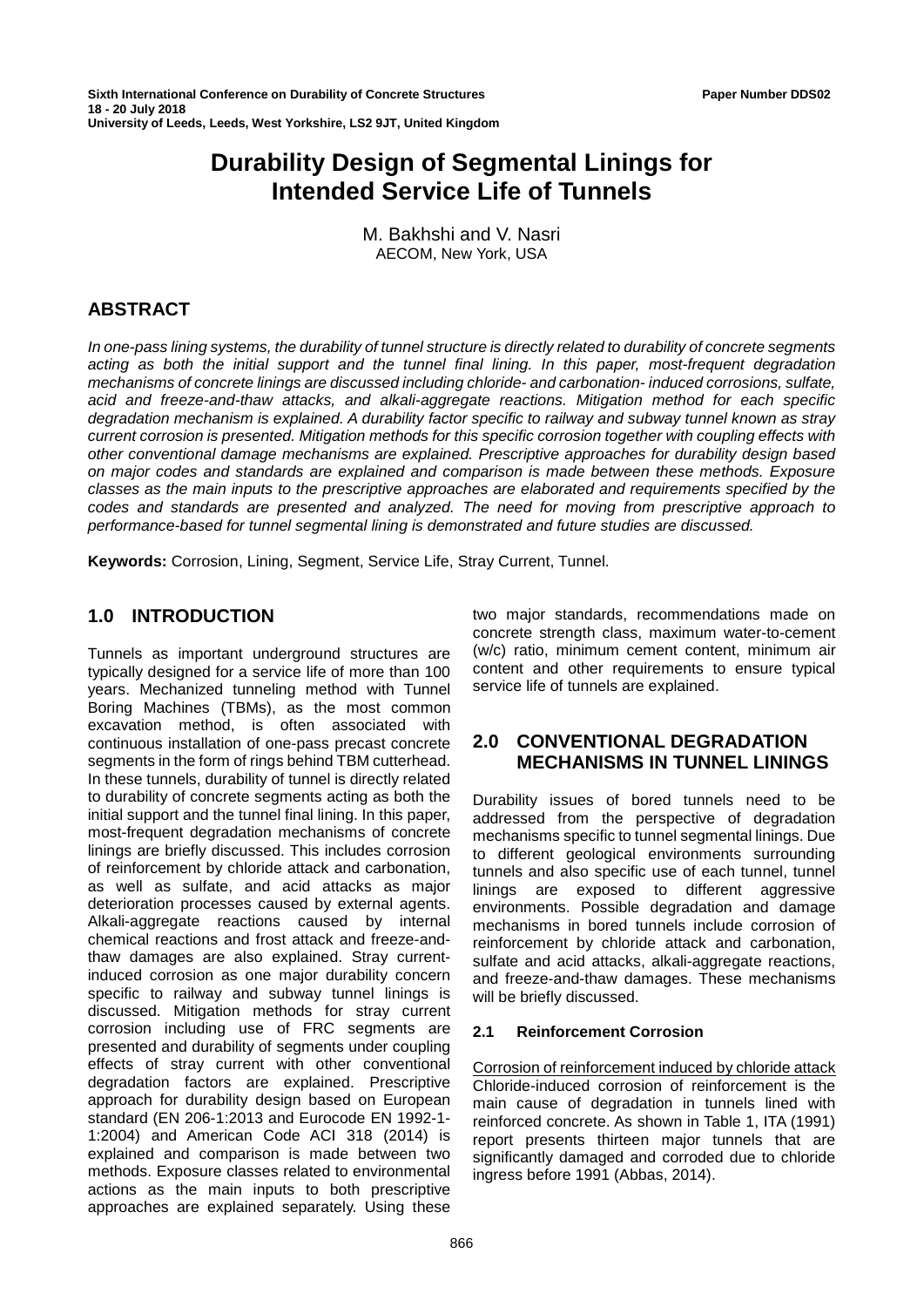# Durability Design of Segmental Linings for Intended Service Life of Tunnels

M. Bakhshi and V. Nasri
AECOM, New York, USA

## ABSTRACT

*In one-pass lining systems, the durability of tunnel structure is directly related to durability of concrete segments acting as both the initial support and the tunnel final lining. In this paper, most-frequent degradation mechanisms of concrete linings are discussed including chloride- and carbonation- induced corrosions, sulfate, acid and freeze-and-thaw attacks, and alkali-aggregate reactions. Mitigation method for each specific degradation mechanism is explained. A durability factor specific to railway and subway tunnel known as stray current corrosion is presented. Mitigation methods for this specific corrosion together with coupling effects with other conventional damage mechanisms are explained. Prescriptive approaches for durability design based on major codes and standards are explained and comparison is made between these methods. Exposure classes as the main inputs to the prescriptive approaches are elaborated and requirements specified by the codes and standards are presented and analyzed. The need for moving from prescriptive approach to performance-based for tunnel segmental lining is demonstrated and future studies are discussed.*

**Keywords:** Corrosion, Lining, Segment, Service Life, Stray Current, Tunnel.

## 1.0 INTRODUCTION

Tunnels as important underground structures are typically designed for a service life of more than 100 years. Mechanized tunneling method with Tunnel Boring Machines (TBMs), as the most common excavation method, is often associated with continuous installation of one-pass precast concrete segments in the form of rings behind TBM cutterhead. In these tunnels, durability of tunnel is directly related to durability of concrete segments acting as both the initial support and the tunnel final lining. In this paper, most-frequent degradation mechanisms of concrete linings are briefly discussed. This includes corrosion of reinforcement by chloride attack and carbonation, as well as sulfate, and acid attacks as major deterioration processes caused by external agents. Alkali-aggregate reactions caused by internal chemical reactions and frost attack and freeze-and-thaw damages are also explained. Stray current-induced corrosion as one major durability concern specific to railway and subway tunnel linings is discussed. Mitigation methods for stray current corrosion including use of FRC segments are presented and durability of segments under coupling effects of stray current with other conventional degradation factors are explained. Prescriptive approach for durability design based on European standard (EN 206-1:2013 and Eurocode EN 1992-1-1:2004) and American Code ACI 318 (2014) is explained and comparison is made between two methods. Exposure classes related to environmental actions as the main inputs to both prescriptive approaches are explained separately. Using these two major standards, recommendations made on concrete strength class, maximum water-to-cement (w/c) ratio, minimum cement content, minimum air content and other requirements to ensure typical service life of tunnels are explained.

## 2.0 CONVENTIONAL DEGRADATION MECHANISMS IN TUNNEL LININGS

Durability issues of bored tunnels need to be addressed from the perspective of degradation mechanisms specific to tunnel segmental linings. Due to different geological environments surrounding tunnels and also specific use of each tunnel, tunnel linings are exposed to different aggressive environments. Possible degradation and damage mechanisms in bored tunnels include corrosion of reinforcement by chloride attack and carbonation, sulfate and acid attacks, alkali-aggregate reactions, and freeze-and-thaw damages. These mechanisms will be briefly discussed.

### 2.1 Reinforcement Corrosion

<u>Corrosion of reinforcement induced by chloride attack</u>
Chloride-induced corrosion of reinforcement is the main cause of degradation in tunnels lined with reinforced concrete. As shown in Table 1, ITA (1991) report presents thirteen major tunnels that are significantly damaged and corroded due to chloride ingress before 1991 (Abbas, 2014).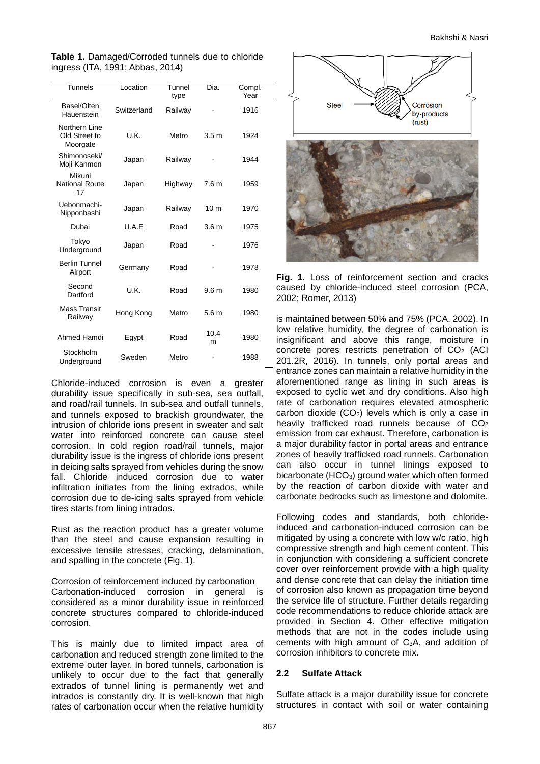**Table 1.** Damaged/Corroded tunnels due to chloride ingress (ITA, 1991; Abbas, 2014)

| Tunnels | Location | Tunnel type | Dia. | Compl. Year |
|---|---|---|---|---|
| Basel/Olten Hauenstein | Switzerland | Railway | - | 1916 |
| Northern Line Old Street to Moorgate | U.K. | Metro | 3.5 m | 1924 |
| Shimonoseki/ Moji Kanmon | Japan | Railway | - | 1944 |
| Mikuni National Route 17 | Japan | Highway | 7.6 m | 1959 |
| Uebonmachi-Nipponbashi | Japan | Railway | 10 m | 1970 |
| Dubai | U.A.E | Road | 3.6 m | 1975 |
| Tokyo Underground | Japan | Road | - | 1976 |
| Berlin Tunnel Airport | Germany | Road | - | 1978 |
| Second Dartford | U.K. | Road | 9.6 m | 1980 |
| Mass Transit Railway | Hong Kong | Metro | 5.6 m | 1980 |
| Ahmed Hamdi | Egypt | Road | 10.4 m | 1980 |
| Stockholm Underground | Sweden | Metro | - | 1988 |

Chloride-induced corrosion is even a greater durability issue specifically in sub-sea, sea outfall, and road/rail tunnels. In sub-sea and outfall tunnels, and tunnels exposed to brackish groundwater, the intrusion of chloride ions present in sweater and salt water into reinforced concrete can cause steel corrosion. In cold region road/rail tunnels, major durability issue is the ingress of chloride ions present in deicing salts sprayed from vehicles during the snow fall. Chloride induced corrosion due to water infiltration initiates from the lining extrados, while corrosion due to de-icing salts sprayed from vehicle tires starts from lining intrados.

Rust as the reaction product has a greater volume than the steel and cause expansion resulting in excessive tensile stresses, cracking, delamination, and spalling in the concrete (Fig. 1).

Corrosion of reinforcement induced by carbonation

Carbonation-induced corrosion in general is considered as a minor durability issue in reinforced concrete structures compared to chloride-induced corrosion.

This is mainly due to limited impact area of carbonation and reduced strength zone limited to the extreme outer layer. In bored tunnels, carbonation is unlikely to occur due to the fact that generally extrados of tunnel lining is permanently wet and intrados is constantly dry. It is well-known that high rates of carbonation occur when the relative humidity

**Fig. 1.** Loss of reinforcement section and cracks caused by chloride-induced steel corrosion (PCA, 2002; Romer, 2013)

is maintained between 50% and 75% (PCA, 2002). In low relative humidity, the degree of carbonation is insignificant and above this range, moisture in concrete pores restricts penetration of $CO_2$ (ACI 201.2R, 2016). In tunnels, only portal areas and entrance zones can maintain a relative humidity in the aforementioned range as lining in such areas is exposed to cyclic wet and dry conditions. Also high rate of carbonation requires elevated atmospheric carbon dioxide ($CO_2$) levels which is only a case in heavily trafficked road runnels because of $CO_2$ emission from car exhaust. Therefore, carbonation is a major durability factor in portal areas and entrance zones of heavily trafficked road runnels. Carbonation can also occur in tunnel linings exposed to bicarbonate ($HCO_3$) ground water which often formed by the reaction of carbon dioxide with water and carbonate bedrocks such as limestone and dolomite.

Following codes and standards, both chloride-induced and carbonation-induced corrosion can be mitigated by using a concrete with low w/c ratio, high compressive strength and high cement content. This in conjunction with considering a sufficient concrete cover over reinforcement provide with a high quality and dense concrete that can delay the initiation time of corrosion also known as propagation time beyond the service life of structure. Further details regarding code recommendations to reduce chloride attack are provided in Section 4. Other effective mitigation methods that are not in the codes include using cements with high amount of $C_3A$, and addition of corrosion inhibitors to concrete mix.

### 2.2 Sulfate Attack

Sulfate attack is a major durability issue for concrete structures in contact with soil or water containing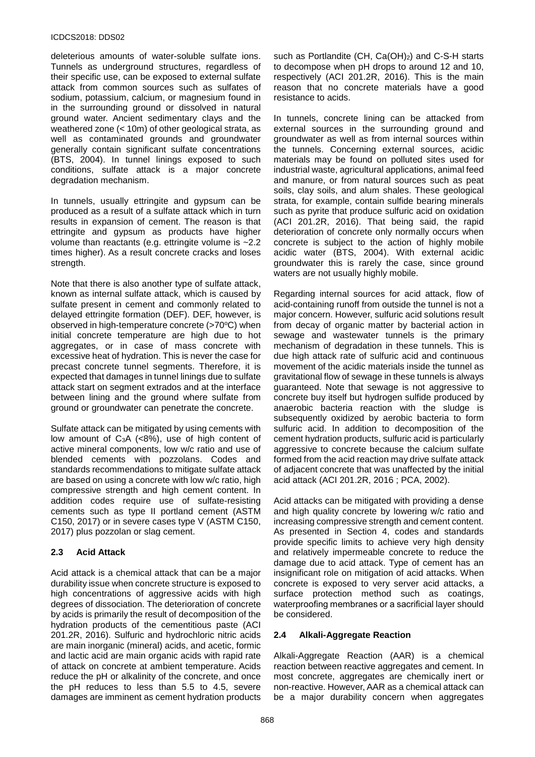deleterious amounts of water-soluble sulfate ions. Tunnels as underground structures, regardless of their specific use, can be exposed to external sulfate attack from common sources such as sulfates of sodium, potassium, calcium, or magnesium found in in the surrounding ground or dissolved in natural ground water. Ancient sedimentary clays and the weathered zone (< 10m) of other geological strata, as well as contaminated grounds and groundwater generally contain significant sulfate concentrations (BTS, 2004). In tunnel linings exposed to such conditions, sulfate attack is a major concrete degradation mechanism.

In tunnels, usually ettringite and gypsum can be produced as a result of a sulfate attack which in turn results in expansion of cement. The reason is that ettringite and gypsum as products have higher volume than reactants (e.g. ettringite volume is ~2.2 times higher). As a result concrete cracks and loses strength.

Note that there is also another type of sulfate attack, known as internal sulfate attack, which is caused by sulfate present in cement and commonly related to delayed ettringite formation (DEF). DEF, however, is observed in high-temperature concrete (>70ºC) when initial concrete temperature are high due to hot aggregates, or in case of mass concrete with excessive heat of hydration. This is never the case for precast concrete tunnel segments. Therefore, it is expected that damages in tunnel linings due to sulfate attack start on segment extrados and at the interface between lining and the ground where sulfate from ground or groundwater can penetrate the concrete.

Sulfate attack can be mitigated by using cements with low amount of $C_3A$ (<8%), use of high content of active mineral components, low w/c ratio and use of blended cements with pozzolans. Codes and standards recommendations to mitigate sulfate attack are based on using a concrete with low w/c ratio, high compressive strength and high cement content. In addition codes require use of sulfate-resisting cements such as type II portland cement (ASTM C150, 2017) or in severe cases type V (ASTM C150, 2017) plus pozzolan or slag cement.

### 2.3 Acid Attack

Acid attack is a chemical attack that can be a major durability issue when concrete structure is exposed to high concentrations of aggressive acids with high degrees of dissociation. The deterioration of concrete by acids is primarily the result of decomposition of the hydration products of the cementitious paste (ACI 201.2R, 2016). Sulfuric and hydrochloric nitric acids are main inorganic (mineral) acids, and acetic, formic and lactic acid are main organic acids with rapid rate of attack on concrete at ambient temperature. Acids reduce the pH or alkalinity of the concrete, and once the pH reduces to less than 5.5 to 4.5, severe damages are imminent as cement hydration products such as Portlandite (CH, $Ca(OH)_2$) and C-S-H starts to decompose when pH drops to around 12 and 10, respectively (ACI 201.2R, 2016). This is the main reason that no concrete materials have a good resistance to acids.

In tunnels, concrete lining can be attacked from external sources in the surrounding ground and groundwater as well as from internal sources within the tunnels. Concerning external sources, acidic materials may be found on polluted sites used for industrial waste, agricultural applications, animal feed and manure, or from natural sources such as peat soils, clay soils, and alum shales. These geological strata, for example, contain sulfide bearing minerals such as pyrite that produce sulfuric acid on oxidation (ACI 201.2R, 2016). That being said, the rapid deterioration of concrete only normally occurs when concrete is subject to the action of highly mobile acidic water (BTS, 2004). With external acidic groundwater this is rarely the case, since ground waters are not usually highly mobile.

Regarding internal sources for acid attack, flow of acid-containing runoff from outside the tunnel is not a major concern. However, sulfuric acid solutions result from decay of organic matter by bacterial action in sewage and wastewater tunnels is the primary mechanism of degradation in these tunnels. This is due high attack rate of sulfuric acid and continuous movement of the acidic materials inside the tunnel as gravitational flow of sewage in these tunnels is always guaranteed. Note that sewage is not aggressive to concrete buy itself but hydrogen sulfide produced by anaerobic bacteria reaction with the sludge is subsequently oxidized by aerobic bacteria to form sulfuric acid. In addition to decomposition of the cement hydration products, sulfuric acid is particularly aggressive to concrete because the calcium sulfate formed from the acid reaction may drive sulfate attack of adjacent concrete that was unaffected by the initial acid attack (ACI 201.2R, 2016 ; PCA, 2002).

Acid attacks can be mitigated with providing a dense and high quality concrete by lowering w/c ratio and increasing compressive strength and cement content. As presented in Section 4, codes and standards provide specific limits to achieve very high density and relatively impermeable concrete to reduce the damage due to acid attack. Type of cement has an insignificant role on mitigation of acid attacks. When concrete is exposed to very server acid attacks, a surface protection method such as coatings, waterproofing membranes or a sacrificial layer should be considered.

### 2.4 Alkali-Aggregate Reaction

Alkali-Aggregate Reaction (AAR) is a chemical reaction between reactive aggregates and cement. In most concrete, aggregates are chemically inert or non-reactive. However, AAR as a chemical attack can be a major durability concern when aggregates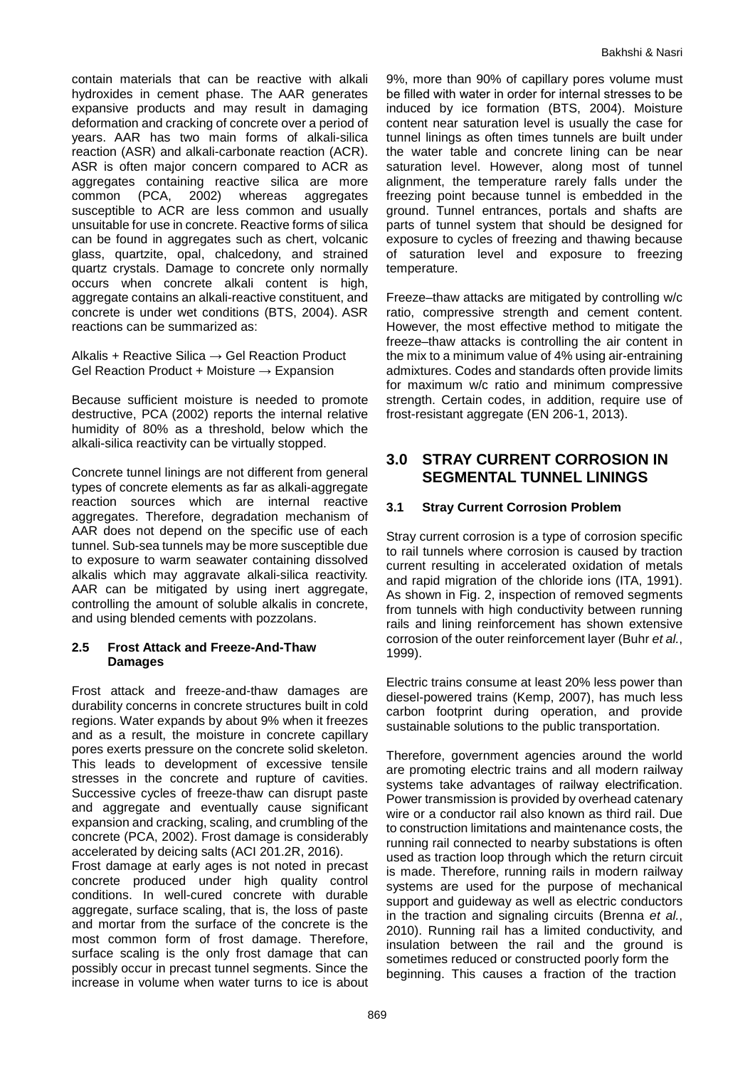contain materials that can be reactive with alkali hydroxides in cement phase. The AAR generates expansive products and may result in damaging deformation and cracking of concrete over a period of years. AAR has two main forms of alkali-silica reaction (ASR) and alkali-carbonate reaction (ACR). ASR is often major concern compared to ACR as aggregates containing reactive silica are more common (PCA, 2002) whereas aggregates susceptible to ACR are less common and usually unsuitable for use in concrete. Reactive forms of silica can be found in aggregates such as chert, volcanic glass, quartzite, opal, chalcedony, and strained quartz crystals. Damage to concrete only normally occurs when concrete alkali content is high, aggregate contains an alkali-reactive constituent, and concrete is under wet conditions (BTS, 2004). ASR reactions can be summarized as:

Alkalis + Reactive Silica → Gel Reaction Product
Gel Reaction Product + Moisture → Expansion

Because sufficient moisture is needed to promote destructive, PCA (2002) reports the internal relative humidity of 80% as a threshold, below which the alkali-silica reactivity can be virtually stopped.

Concrete tunnel linings are not different from general types of concrete elements as far as alkali-aggregate reaction sources which are internal reactive aggregates. Therefore, degradation mechanism of AAR does not depend on the specific use of each tunnel. Sub-sea tunnels may be more susceptible due to exposure to warm seawater containing dissolved alkalis which may aggravate alkali-silica reactivity. AAR can be mitigated by using inert aggregate, controlling the amount of soluble alkalis in concrete, and using blended cements with pozzolans.

### 2.5 Frost Attack and Freeze-And-Thaw Damages

Frost attack and freeze-and-thaw damages are durability concerns in concrete structures built in cold regions. Water expands by about 9% when it freezes and as a result, the moisture in concrete capillary pores exerts pressure on the concrete solid skeleton. This leads to development of excessive tensile stresses in the concrete and rupture of cavities. Successive cycles of freeze-thaw can disrupt paste and aggregate and eventually cause significant expansion and cracking, scaling, and crumbling of the concrete (PCA, 2002). Frost damage is considerably accelerated by deicing salts (ACI 201.2R, 2016).

Frost damage at early ages is not noted in precast concrete produced under high quality control conditions. In well-cured concrete with durable aggregate, surface scaling, that is, the loss of paste and mortar from the surface of the concrete is the most common form of frost damage. Therefore, surface scaling is the only frost damage that can possibly occur in precast tunnel segments. Since the increase in volume when water turns to ice is about 9%, more than 90% of capillary pores volume must be filled with water in order for internal stresses to be induced by ice formation (BTS, 2004). Moisture content near saturation level is usually the case for tunnel linings as often times tunnels are built under the water table and concrete lining can be near saturation level. However, along most of tunnel alignment, the temperature rarely falls under the freezing point because tunnel is embedded in the ground. Tunnel entrances, portals and shafts are parts of tunnel system that should be designed for exposure to cycles of freezing and thawing because of saturation level and exposure to freezing temperature.

Freeze–thaw attacks are mitigated by controlling w/c ratio, compressive strength and cement content. However, the most effective method to mitigate the freeze–thaw attacks is controlling the air content in the mix to a minimum value of 4% using air-entraining admixtures. Codes and standards often provide limits for maximum w/c ratio and minimum compressive strength. Certain codes, in addition, require use of frost-resistant aggregate (EN 206-1, 2013).

## 3.0 STRAY CURRENT CORROSION IN SEGMENTAL TUNNEL LININGS

### 3.1 Stray Current Corrosion Problem

Stray current corrosion is a type of corrosion specific to rail tunnels where corrosion is caused by traction current resulting in accelerated oxidation of metals and rapid migration of the chloride ions (ITA, 1991). As shown in Fig. 2, inspection of removed segments from tunnels with high conductivity between running rails and lining reinforcement has shown extensive corrosion of the outer reinforcement layer (Buhr *et al.*, 1999).

Electric trains consume at least 20% less power than diesel-powered trains (Kemp, 2007), has much less carbon footprint during operation, and provide sustainable solutions to the public transportation.

Therefore, government agencies around the world are promoting electric trains and all modern railway systems take advantages of railway electrification. Power transmission is provided by overhead catenary wire or a conductor rail also known as third rail. Due to construction limitations and maintenance costs, the running rail connected to nearby substations is often used as traction loop through which the return circuit is made. Therefore, running rails in modern railway systems are used for the purpose of mechanical support and guideway as well as electric conductors in the traction and signaling circuits (Brenna *et al.*, 2010). Running rail has a limited conductivity, and insulation between the rail and the ground is sometimes reduced or constructed poorly form the beginning. This causes a fraction of the traction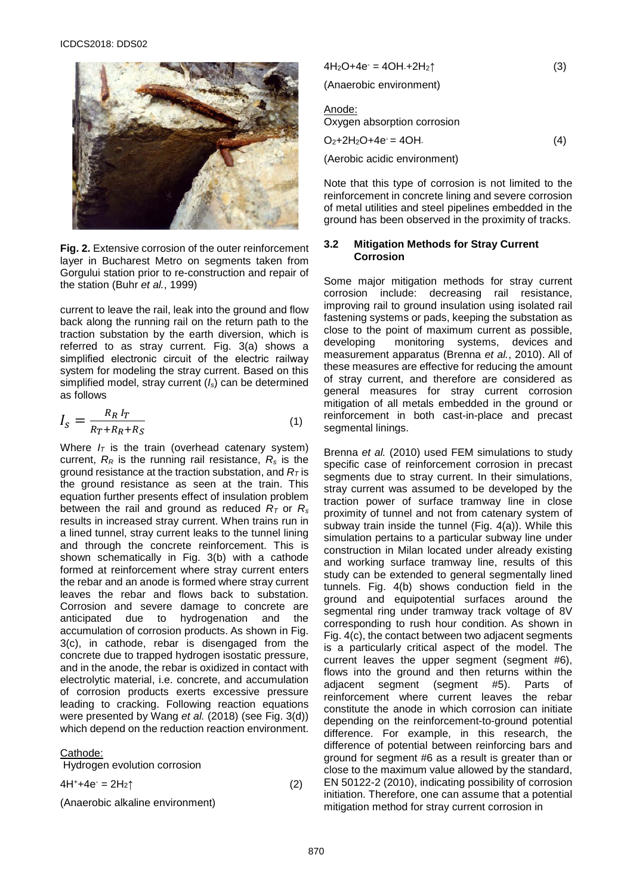**Fig. 2.** Extensive corrosion of the outer reinforcement layer in Bucharest Metro on segments taken from Gorgului station prior to re-construction and repair of the station (Buhr *et al.*, 1999)

current to leave the rail, leak into the ground and flow back along the running rail on the return path to the traction substation by the earth diversion, which is referred to as stray current. Fig. 3(a) shows a simplified electronic circuit of the electric railway system for modeling the stray current. Based on this simplified model, stray current ($I_s$) can be determined as follows

$$I_S = \frac{R_R I_T}{R_T + R_R + R_S} \tag{1}$$

Where $I_T$ is the train (overhead catenary system) current, $R_R$ is the running rail resistance, $R_s$ is the ground resistance at the traction substation, and $R_T$ is the ground resistance as seen at the train. This equation further presents effect of insulation problem between the rail and ground as reduced $R_T$ or $R_s$ results in increased stray current. When trains run in a lined tunnel, stray current leaks to the tunnel lining and through the concrete reinforcement. This is shown schematically in Fig. 3(b) with a cathode formed at reinforcement where stray current enters the rebar and an anode is formed where stray current leaves the rebar and flows back to substation. Corrosion and severe damage to concrete are anticipated due to hydrogenation and the accumulation of corrosion products. As shown in Fig. 3(c), in cathode, rebar is disengaged from the concrete due to trapped hydrogen isostatic pressure, and in the anode, the rebar is oxidized in contact with electrolytic material, i.e. concrete, and accumulation of corrosion products exerts excessive pressure leading to cracking. Following reaction equations were presented by Wang *et al.* (2018) (see Fig. 3(d)) which depend on the reduction reaction environment.

Cathode:
Hydrogen evolution corrosion

$$4H^+ + 4e^- = 2H_2\uparrow \tag{2}$$

(Anaerobic alkaline environment)

$$4H_2O + 4e^- = 4OH^- + 2H_2\uparrow \tag{3}$$

(Anaerobic environment)

Anode:
Oxygen absorption corrosion

$$O_2 + 2H_2O + 4e^- = 4OH^- \tag{4}$$

(Aerobic acidic environment)

Note that this type of corrosion is not limited to the reinforcement in concrete lining and severe corrosion of metal utilities and steel pipelines embedded in the ground has been observed in the proximity of tracks.

### 3.2 Mitigation Methods for Stray Current Corrosion

Some major mitigation methods for stray current corrosion include: decreasing rail resistance, improving rail to ground insulation using isolated rail fastening systems or pads, keeping the substation as close to the point of maximum current as possible, developing monitoring systems, devices and measurement apparatus (Brenna *et al.*, 2010). All of these measures are effective for reducing the amount of stray current, and therefore are considered as general measures for stray current corrosion mitigation of all metals embedded in the ground or reinforcement in both cast-in-place and precast segmental linings.

Brenna *et al.* (2010) used FEM simulations to study specific case of reinforcement corrosion in precast segments due to stray current. In their simulations, stray current was assumed to be developed by the traction power of surface tramway line in close proximity of tunnel and not from catenary system of subway train inside the tunnel (Fig. 4(a)). While this simulation pertains to a particular subway line under construction in Milan located under already existing and working surface tramway line, results of this study can be extended to general segmentally lined tunnels. Fig. 4(b) shows conduction field in the ground and equipotential surfaces around the segmental ring under tramway track voltage of 8V corresponding to rush hour condition. As shown in Fig. 4(c), the contact between two adjacent segments is a particularly critical aspect of the model. The current leaves the upper segment (segment #6), flows into the ground and then returns within the adjacent segment (segment #5). Parts of reinforcement where current leaves the rebar constitute the anode in which corrosion can initiate depending on the reinforcement-to-ground potential difference. For example, in this research, the difference of potential between reinforcing bars and ground for segment #6 as a result is greater than or close to the maximum value allowed by the standard, EN 50122-2 (2010), indicating possibility of corrosion initiation. Therefore, one can assume that a potential mitigation method for stray current corrosion in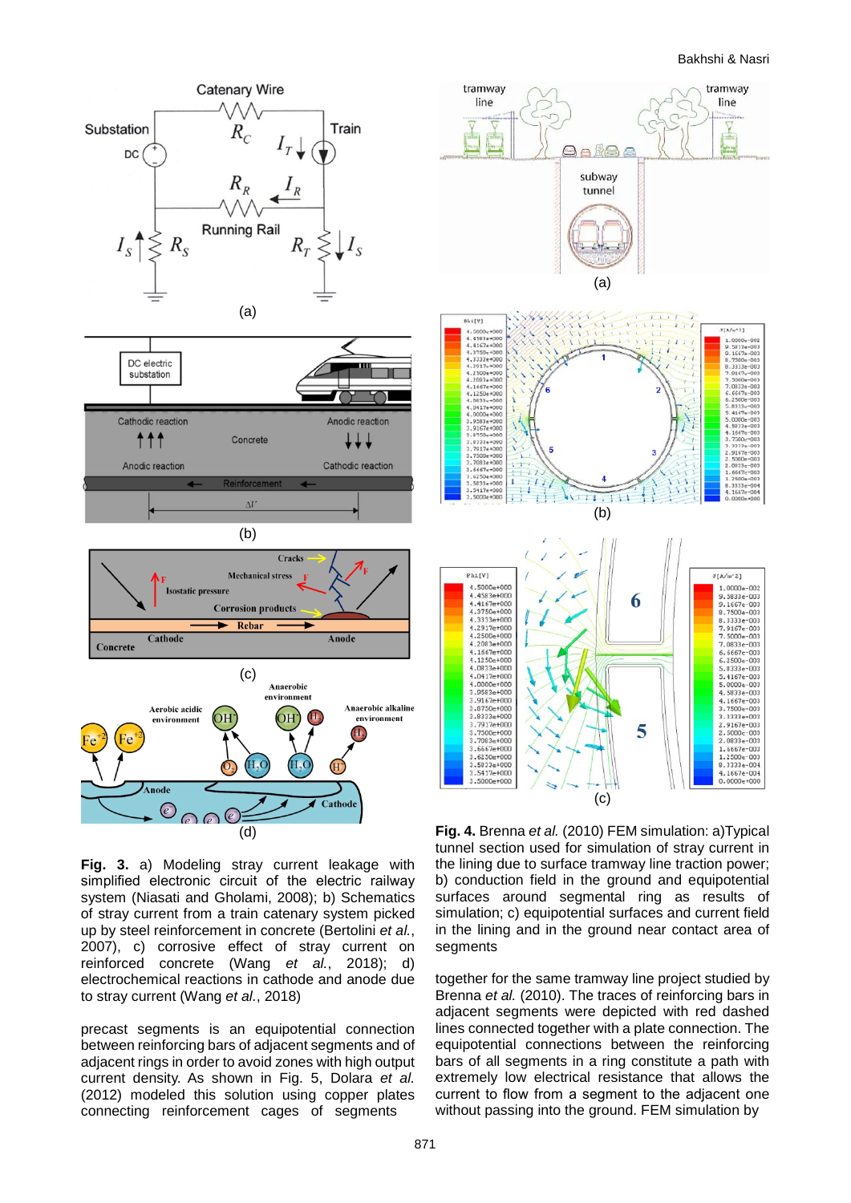**Fig. 3.** a) Modeling stray current leakage with simplified electronic circuit of the electric railway system (Niasati and Gholami, 2008); b) Schematics of stray current from a train catenary system picked up by steel reinforcement in concrete (Bertolini *et al.*, 2007), c) corrosive effect of stray current on reinforced concrete (Wang *et al.*, 2018); d) electrochemical reactions in cathode and anode due to stray current (Wang *et al.*, 2018)

**Fig. 4.** Brenna *et al.* (2010) FEM simulation: a)Typical tunnel section used for simulation of stray current in the lining due to surface tramway line traction power; b) conduction field in the ground and equipotential surfaces around segmental ring as results of simulation; c) equipotential surfaces and current field in the lining and in the ground near contact area of segments

precast segments is an equipotential connection between reinforcing bars of adjacent segments and of adjacent rings in order to avoid zones with high output current density. As shown in Fig. 5, Dolara *et al.* (2012) modeled this solution using copper plates connecting reinforcement cages of segments together for the same tramway line project studied by Brenna *et al.* (2010). The traces of reinforcing bars in adjacent segments were depicted with red dashed lines connected together with a plate connection. The equipotential connections between the reinforcing bars of all segments in a ring constitute a path with extremely low electrical resistance that allows the current to flow from a segment to the adjacent one without passing into the ground. FEM simulation by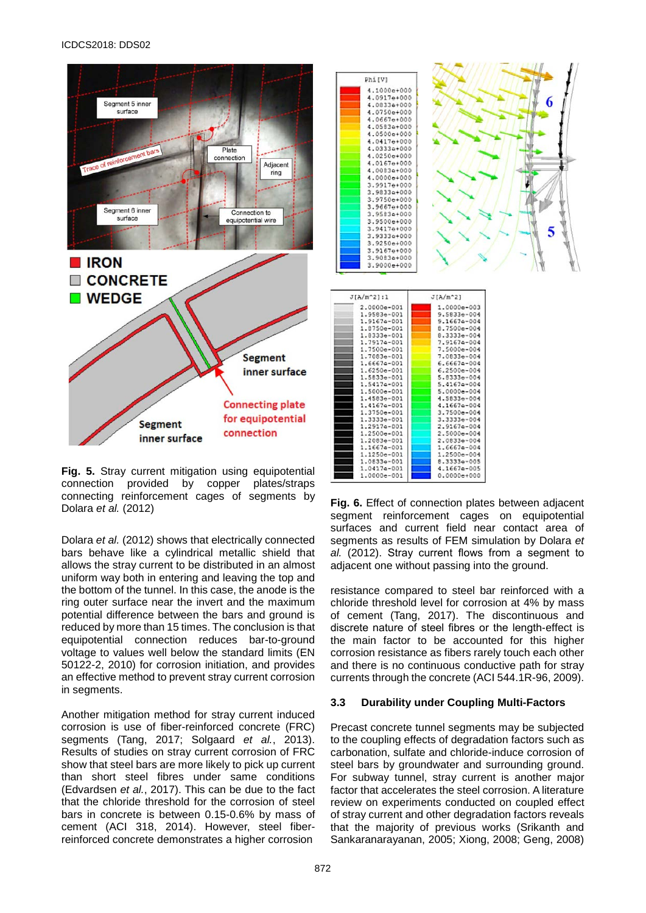Fig. 5. Stray current mitigation using equipotential connection provided by copper plates/straps connecting reinforcement cages of segments by Dolara *et al.* (2012)

Dolara *et al.* (2012) shows that electrically connected bars behave like a cylindrical metallic shield that allows the stray current to be distributed in an almost uniform way both in entering and leaving the top and the bottom of the tunnel. In this case, the anode is the ring outer surface near the invert and the maximum potential difference between the bars and ground is reduced by more than 15 times. The conclusion is that equipotential connection reduces bar-to-ground voltage to values well below the standard limits (EN 50122-2, 2010) for corrosion initiation, and provides an effective method to prevent stray current corrosion in segments.

Another mitigation method for stray current induced corrosion is use of fiber-reinforced concrete (FRC) segments (Tang, 2017; Solgaard *et al.*, 2013). Results of studies on stray current corrosion of FRC show that steel bars are more likely to pick up current than short steel fibres under same conditions (Edvardsen *et al.*, 2017). This can be due to the fact that the chloride threshold for the corrosion of steel bars in concrete is between 0.15-0.6% by mass of cement (ACI 318, 2014). However, steel fiber-reinforced concrete demonstrates a higher corrosion resistance compared to steel bar reinforced with a chloride threshold level for corrosion at 4% by mass of cement (Tang, 2017). The discontinuous and discrete nature of steel fibres or the length-effect is the main factor to be accounted for this higher corrosion resistance as fibers rarely touch each other and there is no continuous conductive path for stray currents through the concrete (ACI 544.1R-96, 2009).

Fig. 6. Effect of connection plates between adjacent segment reinforcement cages on equipotential surfaces and current field near contact area of segments as results of FEM simulation by Dolara *et al.* (2012). Stray current flows from a segment to adjacent one without passing into the ground.

### 3.3 Durability under Coupling Multi-Factors

Precast concrete tunnel segments may be subjected to the coupling effects of degradation factors such as carbonation, sulfate and chloride-induce corrosion of steel bars by groundwater and surrounding ground. For subway tunnel, stray current is another major factor that accelerates the steel corrosion. A literature review on experiments conducted on coupled effect of stray current and other degradation factors reveals that the majority of previous works (Srikanth and Sankaranarayanan, 2005; Xiong, 2008; Geng, 2008)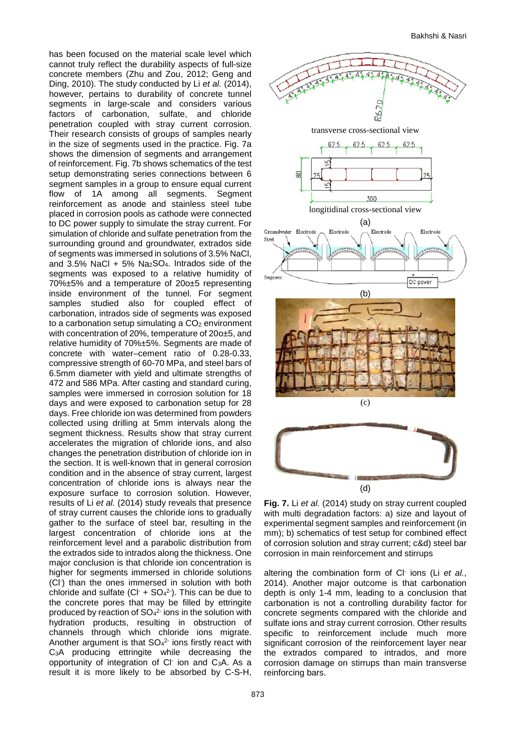has been focused on the material scale level which cannot truly reflect the durability aspects of full-size concrete members (Zhu and Zou, 2012; Geng and Ding, 2010). The study conducted by Li *et al.* (2014), however, pertains to durability of concrete tunnel segments in large-scale and considers various factors of carbonation, sulfate, and chloride penetration coupled with stray current corrosion. Their research consists of groups of samples nearly in the size of segments used in the practice. Fig. 7a shows the dimension of segments and arrangement of reinforcement. Fig. 7b shows schematics of the test setup demonstrating series connections between 6 segment samples in a group to ensure equal current flow of 1A among all segments. Segment reinforcement as anode and stainless steel tube placed in corrosion pools as cathode were connected to DC power supply to simulate the stray current. For simulation of chloride and sulfate penetration from the surrounding ground and groundwater, extrados side of segments was immersed in solutions of 3.5% NaCl, and 3.5% NaCl + 5% $Na_2SO_4$. Intrados side of the segments was exposed to a relative humidity of 70%±5% and a temperature of 20o±5 representing inside environment of the tunnel. For segment samples studied also for coupled effect of carbonation, intrados side of segments was exposed to a carbonation setup simulating a $CO_2$ environment with concentration of 20%, temperature of 20o±5, and relative humidity of 70%±5%. Segments are made of concrete with water–cement ratio of 0.28-0.33, compressive strength of 60-70 MPa, and steel bars of 6.5mm diameter with yield and ultimate strengths of 472 and 586 MPa. After casting and standard curing, samples were immersed in corrosion solution for 18 days and were exposed to carbonation setup for 28 days. Free chloride ion was determined from powders collected using drilling at 5mm intervals along the segment thickness. Results show that stray current accelerates the migration of chloride ions, and also changes the penetration distribution of chloride ion in the section. It is well-known that in general corrosion condition and in the absence of stray current, largest concentration of chloride ions is always near the exposure surface to corrosion solution. However, results of Li *et al.* (2014) study reveals that presence of stray current causes the chloride ions to gradually gather to the surface of steel bar, resulting in the largest concentration of chloride ions at the reinforcement level and a parabolic distribution from the extrados side to intrados along the thickness. One major conclusion is that chloride ion concentration is higher for segments immersed in chloride solutions ($Cl^-$) than the ones immersed in solution with both chloride and sulfate ($Cl^-$ + $SO_4^{2-}$). This can be due to the concrete pores that may be filled by ettringite produced by reaction of $SO_4^{2-}$ ions in the solution with hydration products, resulting in obstruction of channels through which chloride ions migrate. Another argument is that $SO_4^{2-}$ ions firstly react with $C_3A$ producing ettringite while decreasing the opportunity of integration of $Cl^-$ ion and $C_3A$. As a result it is more likely to be absorbed by C-S-H, altering the combination form of $Cl^-$ ions (Li *et al.*, 2014). Another major outcome is that carbonation depth is only 1-4 mm, leading to a conclusion that carbonation is not a controlling durability factor for concrete segments compared with the chloride and sulfate ions and stray current corrosion. Other results specific to reinforcement include much more significant corrosion of the reinforcement layer near the extrados compared to intrados, and more corrosion damage on stirrups than main transverse reinforcing bars.

**Fig. 7.** Li *et al.* (2014) study on stray current coupled with multi degradation factors: a) size and layout of experimental segment samples and reinforcement (in mm); b) schematics of test setup for combined effect of corrosion solution and stray current; c&d) steel bar corrosion in main reinforcement and stirrups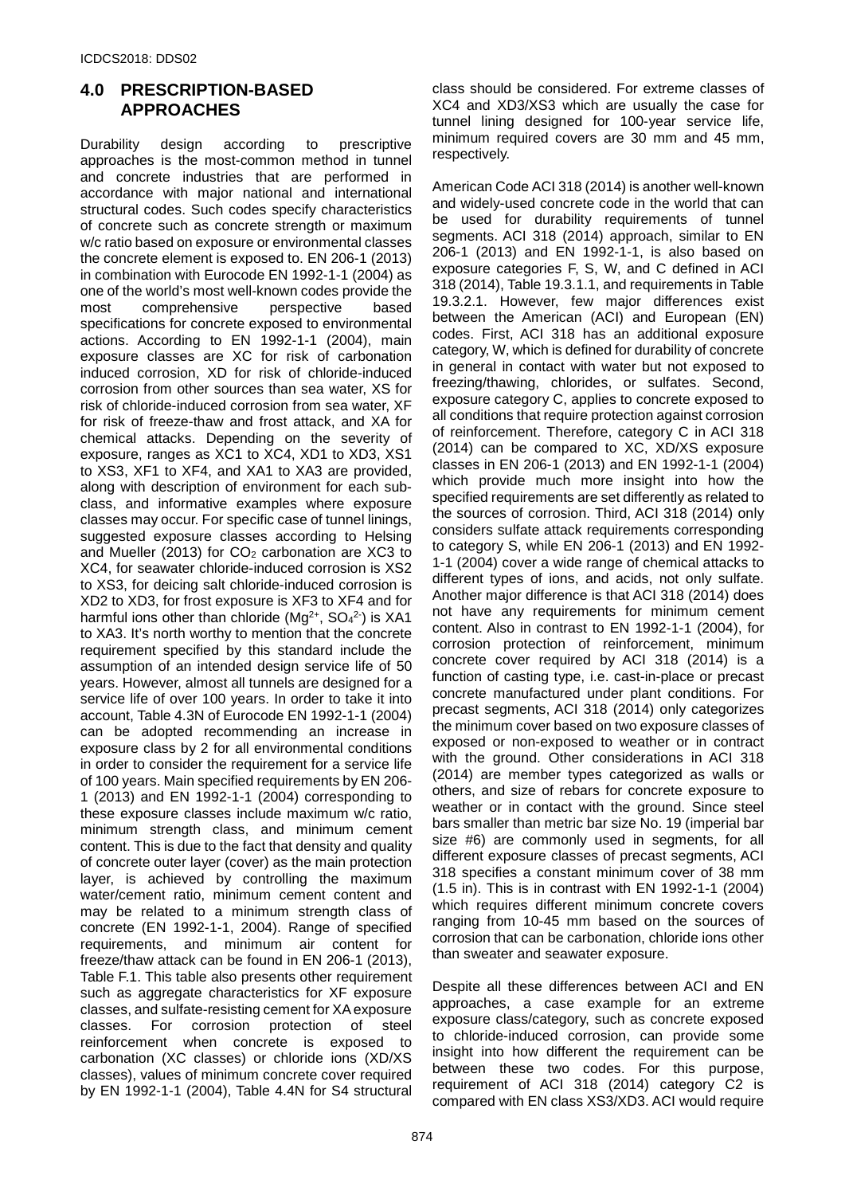## 4.0 PRESCRIPTION-BASED APPROACHES

Durability design according to prescriptive approaches is the most-common method in tunnel and concrete industries that are performed in accordance with major national and international structural codes. Such codes specify characteristics of concrete such as concrete strength or maximum w/c ratio based on exposure or environmental classes the concrete element is exposed to. EN 206-1 (2013) in combination with Eurocode EN 1992-1-1 (2004) as one of the world's most well-known codes provide the most comprehensive perspective based specifications for concrete exposed to environmental actions. According to EN 1992-1-1 (2004), main exposure classes are XC for risk of carbonation induced corrosion, XD for risk of chloride-induced corrosion from other sources than sea water, XS for risk of chloride-induced corrosion from sea water, XF for risk of freeze-thaw and frost attack, and XA for chemical attacks. Depending on the severity of exposure, ranges as XC1 to XC4, XD1 to XD3, XS1 to XS3, XF1 to XF4, and XA1 to XA3 are provided, along with description of environment for each sub-class, and informative examples where exposure classes may occur. For specific case of tunnel linings, suggested exposure classes according to Helsing and Mueller (2013) for $CO_2$ carbonation are XC3 to XC4, for seawater chloride-induced corrosion is XS2 to XS3, for deicing salt chloride-induced corrosion is XD2 to XD3, for frost exposure is XF3 to XF4 and for harmful ions other than chloride ($Mg^{2+}$, $SO_4^{2-}$) is XA1 to XA3. It's north worthy to mention that the concrete requirement specified by this standard include the assumption of an intended design service life of 50 years. However, almost all tunnels are designed for a service life of over 100 years. In order to take it into account, Table 4.3N of Eurocode EN 1992-1-1 (2004) can be adopted recommending an increase in exposure class by 2 for all environmental conditions in order to consider the requirement for a service life of 100 years. Main specified requirements by EN 206-1 (2013) and EN 1992-1-1 (2004) corresponding to these exposure classes include maximum w/c ratio, minimum strength class, and minimum cement content. This is due to the fact that density and quality of concrete outer layer (cover) as the main protection layer, is achieved by controlling the maximum water/cement ratio, minimum cement content and may be related to a minimum strength class of concrete (EN 1992-1-1, 2004). Range of specified requirements, and minimum air content for freeze/thaw attack can be found in EN 206-1 (2013), Table F.1. This table also presents other requirement such as aggregate characteristics for XF exposure classes, and sulfate-resisting cement for XA exposure classes. For corrosion protection of steel reinforcement when concrete is exposed to carbonation (XC classes) or chloride ions (XD/XS classes), values of minimum concrete cover required by EN 1992-1-1 (2004), Table 4.4N for S4 structural class should be considered. For extreme classes of XC4 and XD3/XS3 which are usually the case for tunnel lining designed for 100-year service life, minimum required covers are 30 mm and 45 mm, respectively.

American Code ACI 318 (2014) is another well-known and widely-used concrete code in the world that can be used for durability requirements of tunnel segments. ACI 318 (2014) approach, similar to EN 206-1 (2013) and EN 1992-1-1, is also based on exposure categories F, S, W, and C defined in ACI 318 (2014), Table 19.3.1.1, and requirements in Table 19.3.2.1. However, few major differences exist between the American (ACI) and European (EN) codes. First, ACI 318 has an additional exposure category, W, which is defined for durability of concrete in general in contact with water but not exposed to freezing/thawing, chlorides, or sulfates. Second, exposure category C, applies to concrete exposed to all conditions that require protection against corrosion of reinforcement. Therefore, category C in ACI 318 (2014) can be compared to XC, XD/XS exposure classes in EN 206-1 (2013) and EN 1992-1-1 (2004) which provide much more insight into how the specified requirements are set differently as related to the sources of corrosion. Third, ACI 318 (2014) only considers sulfate attack requirements corresponding to category S, while EN 206-1 (2013) and EN 1992-1-1 (2004) cover a wide range of chemical attacks to different types of ions, and acids, not only sulfate. Another major difference is that ACI 318 (2014) does not have any requirements for minimum cement content. Also in contrast to EN 1992-1-1 (2004), for corrosion protection of reinforcement, minimum concrete cover required by ACI 318 (2014) is a function of casting type, i.e. cast-in-place or precast concrete manufactured under plant conditions. For precast segments, ACI 318 (2014) only categorizes the minimum cover based on two exposure classes of exposed or non-exposed to weather or in contract with the ground. Other considerations in ACI 318 (2014) are member types categorized as walls or others, and size of rebars for concrete exposure to weather or in contact with the ground. Since steel bars smaller than metric bar size No. 19 (imperial bar size #6) are commonly used in segments, for all different exposure classes of precast segments, ACI 318 specifies a constant minimum cover of 38 mm (1.5 in). This is in contrast with EN 1992-1-1 (2004) which requires different minimum concrete covers ranging from 10-45 mm based on the sources of corrosion that can be carbonation, chloride ions other than sweater and seawater exposure.

Despite all these differences between ACI and EN approaches, a case example for an extreme exposure class/category, such as concrete exposed to chloride-induced corrosion, can provide some insight into how different the requirement can be between these two codes. For this purpose, requirement of ACI 318 (2014) category C2 is compared with EN class XS3/XD3. ACI would require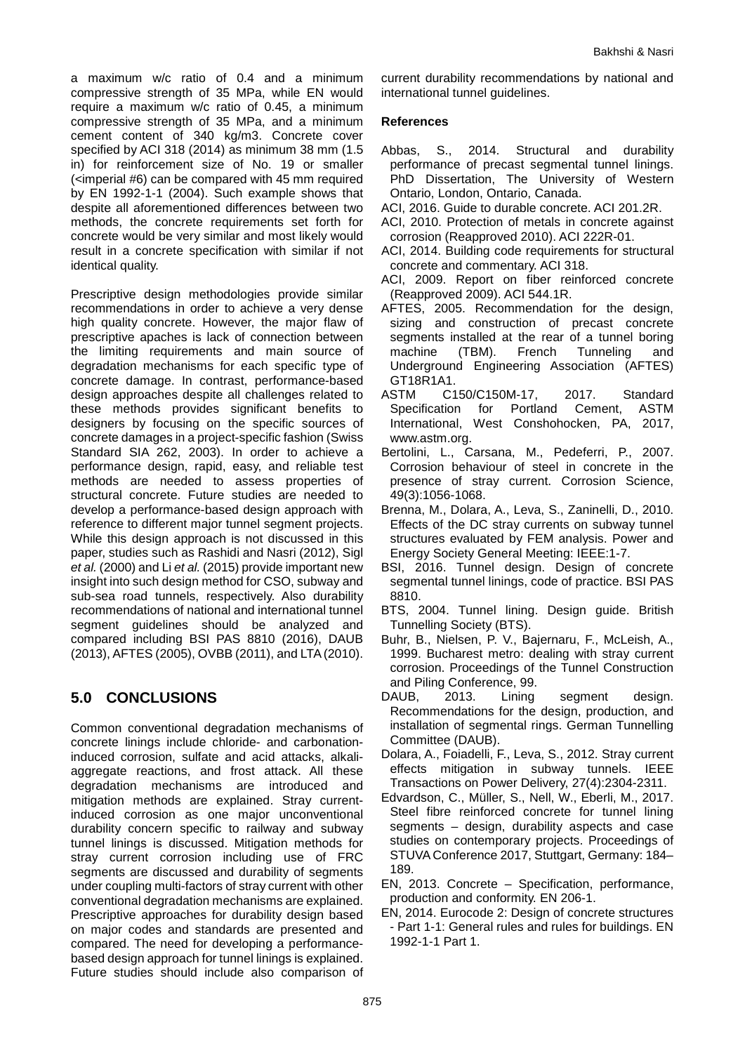a maximum w/c ratio of 0.4 and a minimum compressive strength of 35 MPa, while EN would require a maximum w/c ratio of 0.45, a minimum compressive strength of 35 MPa, and a minimum cement content of 340 kg/m3. Concrete cover specified by ACI 318 (2014) as minimum 38 mm (1.5 in) for reinforcement size of No. 19 or smaller (<imperial #6) can be compared with 45 mm required by EN 1992-1-1 (2004). Such example shows that despite all aforementioned differences between two methods, the concrete requirements set forth for concrete would be very similar and most likely would result in a concrete specification with similar if not identical quality.

Prescriptive design methodologies provide similar recommendations in order to achieve a very dense high quality concrete. However, the major flaw of prescriptive apaches is lack of connection between the limiting requirements and main source of degradation mechanisms for each specific type of concrete damage. In contrast, performance-based design approaches despite all challenges related to these methods provides significant benefits to designers by focusing on the specific sources of concrete damages in a project-specific fashion (Swiss Standard SIA 262, 2003). In order to achieve a performance design, rapid, easy, and reliable test methods are needed to assess properties of structural concrete. Future studies are needed to develop a performance-based design approach with reference to different major tunnel segment projects. While this design approach is not discussed in this paper, studies such as Rashidi and Nasri (2012), Sigl *et al.* (2000) and Li *et al.* (2015) provide important new insight into such design method for CSO, subway and sub-sea road tunnels, respectively. Also durability recommendations of national and international tunnel segment guidelines should be analyzed and compared including BSI PAS 8810 (2016), DAUB (2013), AFTES (2005), OVBB (2011), and LTA (2010).

## 5.0 CONCLUSIONS

Common conventional degradation mechanisms of concrete linings include chloride- and carbonation-induced corrosion, sulfate and acid attacks, alkali-aggregate reactions, and frost attack. All these degradation mechanisms are introduced and mitigation methods are explained. Stray current-induced corrosion as one major unconventional durability concern specific to railway and subway tunnel linings is discussed. Mitigation methods for stray current corrosion including use of FRC segments are discussed and durability of segments under coupling multi-factors of stray current with other conventional degradation mechanisms are explained. Prescriptive approaches for durability design based on major codes and standards are presented and compared. The need for developing a performance-based design approach for tunnel linings is explained. Future studies should include also comparison of current durability recommendations by national and international tunnel guidelines.

### References

Abbas, S., 2014. Structural and durability performance of precast segmental tunnel linings. PhD Dissertation, The University of Western Ontario, London, Ontario, Canada.

ACI, 2016. Guide to durable concrete. ACI 201.2R.

ACI, 2010. Protection of metals in concrete against corrosion (Reapproved 2010). ACI 222R-01.

ACI, 2014. Building code requirements for structural concrete and commentary. ACI 318.

ACI, 2009. Report on fiber reinforced concrete (Reapproved 2009). ACI 544.1R.

AFTES, 2005. Recommendation for the design, sizing and construction of precast concrete segments installed at the rear of a tunnel boring machine (TBM). French Tunneling and Underground Engineering Association (AFTES) GT18R1A1.

ASTM C150/C150M-17, 2017. Standard Specification for Portland Cement, ASTM International, West Conshohocken, PA, 2017, www.astm.org.

Bertolini, L., Carsana, M., Pedeferri, P., 2007. Corrosion behaviour of steel in concrete in the presence of stray current. Corrosion Science, 49(3):1056-1068.

Brenna, M., Dolara, A., Leva, S., Zaninelli, D., 2010. Effects of the DC stray currents on subway tunnel structures evaluated by FEM analysis. Power and Energy Society General Meeting: IEEE:1-7.

BSI, 2016. Tunnel design. Design of concrete segmental tunnel linings, code of practice. BSI PAS 8810.

BTS, 2004. Tunnel lining. Design guide. British Tunnelling Society (BTS).

Buhr, B., Nielsen, P. V., Bajernaru, F., McLeish, A., 1999. Bucharest metro: dealing with stray current corrosion. Proceedings of the Tunnel Construction and Piling Conference, 99.

DAUB, 2013. Lining segment design. Recommendations for the design, production, and installation of segmental rings. German Tunnelling Committee (DAUB).

Dolara, A., Foiadelli, F., Leva, S., 2012. Stray current effects mitigation in subway tunnels. IEEE Transactions on Power Delivery, 27(4):2304-2311.

Edvardson, C., Müller, S., Nell, W., Eberli, M., 2017. Steel fibre reinforced concrete for tunnel lining segments – design, durability aspects and case studies on contemporary projects. Proceedings of STUVA Conference 2017, Stuttgart, Germany: 184–189.

EN, 2013. Concrete – Specification, performance, production and conformity. EN 206-1.

EN, 2014. Eurocode 2: Design of concrete structures - Part 1-1: General rules and rules for buildings. EN 1992-1-1 Part 1.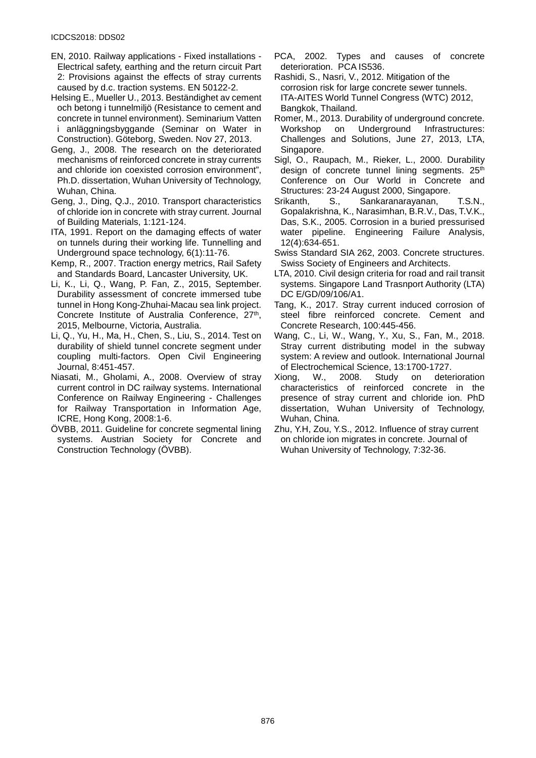EN, 2010. Railway applications - Fixed installations - Electrical safety, earthing and the return circuit Part 2: Provisions against the effects of stray currents caused by d.c. traction systems. EN 50122-2.

Helsing E., Mueller U., 2013. Beständighet av cement och betong i tunnelmiljö (Resistance to cement and concrete in tunnel environment). Seminarium Vatten i anläggningsbyggande (Seminar on Water in Construction). Göteborg, Sweden. Nov 27, 2013.

Geng, J., 2008. The research on the deteriorated mechanisms of reinforced concrete in stray currents and chloride ion coexisted corrosion environment", Ph.D. dissertation, Wuhan University of Technology, Wuhan, China.

Geng, J., Ding, Q.J., 2010. Transport characteristics of chloride ion in concrete with stray current. Journal of Building Materials, 1:121-124.

ITA, 1991. Report on the damaging effects of water on tunnels during their working life. Tunnelling and Underground space technology, 6(1):11-76.

Kemp, R., 2007. Traction energy metrics, Rail Safety and Standards Board, Lancaster University, UK.

Li, K., Li, Q., Wang, P. Fan, Z., 2015, September. Durability assessment of concrete immersed tube tunnel in Hong Kong-Zhuhai-Macau sea link project. Concrete Institute of Australia Conference, 27th, 2015, Melbourne, Victoria, Australia.

Li, Q., Yu, H., Ma, H., Chen, S., Liu, S., 2014. Test on durability of shield tunnel concrete segment under coupling multi-factors. Open Civil Engineering Journal, 8:451-457.

Niasati, M., Gholami, A., 2008. Overview of stray current control in DC railway systems. International Conference on Railway Engineering - Challenges for Railway Transportation in Information Age, ICRE, Hong Kong, 2008:1-6.

ÖVBB, 2011. Guideline for concrete segmental lining systems. Austrian Society for Concrete and Construction Technology (ÖVBB).

PCA, 2002. Types and causes of concrete deterioration. PCA IS536.

Rashidi, S., Nasri, V., 2012. Mitigation of the corrosion risk for large concrete sewer tunnels. ITA-AITES World Tunnel Congress (WTC) 2012, Bangkok, Thailand.

Romer, M., 2013. Durability of underground concrete. Workshop on Underground Infrastructures: Challenges and Solutions, June 27, 2013, LTA, Singapore.

Sigl, O., Raupach, M., Rieker, L., 2000. Durability design of concrete tunnel lining segments. 25th Conference on Our World in Concrete and Structures: 23-24 August 2000, Singapore.

Srikanth, S., Sankaranarayanan, T.S.N., Gopalakrishna, K., Narasimhan, B.R.V., Das, T.V.K., Das, S.K., 2005. Corrosion in a buried pressurised water pipeline. Engineering Failure Analysis, 12(4):634-651.

Swiss Standard SIA 262, 2003. Concrete structures. Swiss Society of Engineers and Architects.

LTA, 2010. Civil design criteria for road and rail transit systems. Singapore Land Trasnport Authority (LTA) DC E/GD/09/106/A1.

Tang, K., 2017. Stray current induced corrosion of steel fibre reinforced concrete. Cement and Concrete Research, 100:445-456.

Wang, C., Li, W., Wang, Y., Xu, S., Fan, M., 2018. Stray current distributing model in the subway system: A review and outlook. International Journal of Electrochemical Science, 13:1700-1727.

Xiong, W., 2008. Study on deterioration characteristics of reinforced concrete in the presence of stray current and chloride ion. PhD dissertation, Wuhan University of Technology, Wuhan, China.

Zhu, Y.H, Zou, Y.S., 2012. Influence of stray current on chloride ion migrates in concrete. Journal of Wuhan University of Technology, 7:32-36.